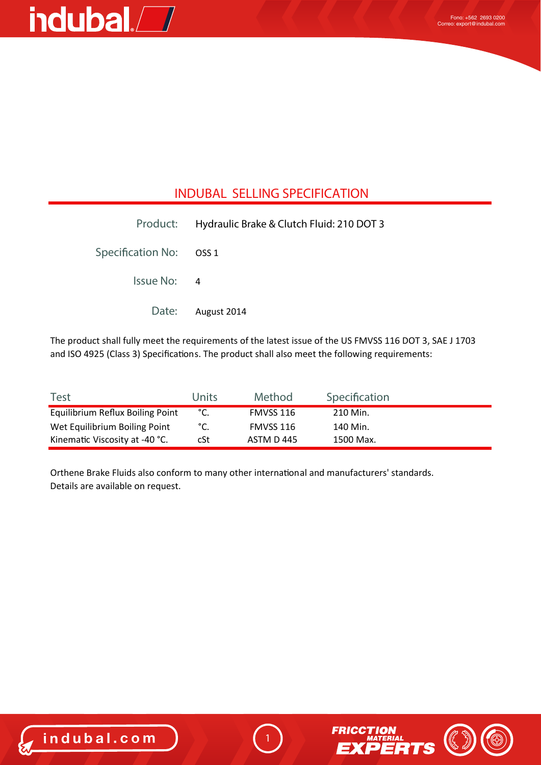## INDUBAL SELLING SPECIFICATION

| | |
|---|---|
| Product: | Hydraulic Brake & Clutch Fluid: 210 DOT 3 |
| Specification No: | OSS 1 |
| Issue No: | 4 |
| Date: | August 2014 |

The product shall fully meet the requirements of the latest issue of the US FMVSS 116 DOT 3, SAE J 1703 and ISO 4925 (Class 3) Specifications. The product shall also meet the following requirements:

| Test | Units | Method | Specification |
|---|---|---|---|
| Equilibrium Reflux Boiling Point | °C. | FMVSS 116 | 210 Min. |
| Wet Equilibrium Boiling Point | °C. | FMVSS 116 | 140 Min. |
| Kinematic Viscosity at -40 °C. | cSt | ASTM D 445 | 1500 Max. |

Orthene Brake Fluids also conform to many other international and manufacturers' standards. Details are available on request.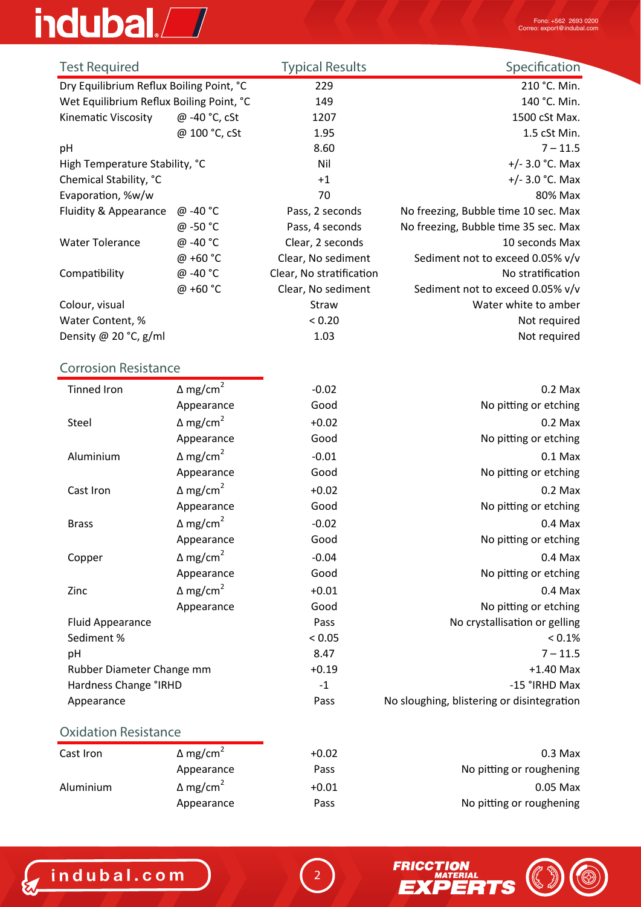| Test Required | | Typical Results | Specification |
|---|---|---|---|
| Dry Equilibrium Reflux Boiling Point, °C | | 229 | 210 °C. Min. |
| Wet Equilibrium Reflux Boiling Point, °C | | 149 | 140 °C. Min. |
| Kinematic Viscosity | @ -40 °C, cSt | 1207 | 1500 cSt Max. |
| | @ 100 °C, cSt | 1.95 | 1.5 cSt Min. |
| pH | | 8.60 | 7 – 11.5 |
| High Temperature Stability, °C | | Nil | +/- 3.0 °C. Max |
| Chemical Stability, °C | | +1 | +/- 3.0 °C. Max |
| Evaporation, %w/w | | 70 | 80% Max |
| Fluidity & Appearance | @ -40 °C | Pass, 2 seconds | No freezing, Bubble time 10 sec. Max |
| | @ -50 °C | Pass, 4 seconds | No freezing, Bubble time 35 sec. Max |
| Water Tolerance | @ -40 °C | Clear, 2 seconds | 10 seconds Max |
| | @ +60 °C | Clear, No sediment | Sediment not to exceed 0.05% v/v |
| Compatibility | @ -40 °C | Clear, No stratification | No stratification |
| | @ +60 °C | Clear, No sediment | Sediment not to exceed 0.05% v/v |
| Colour, visual | | Straw | Water white to amber |
| Water Content, % | | < 0.20 | Not required |
| Density @ 20 °C, g/ml | | 1.03 | Not required |

## Corrosion Resistance

| | | | |
|---|---|---|---|
| Tinned Iron | Δ mg/cm$^2$ | -0.02 | 0.2 Max |
| | Appearance | Good | No pitting or etching |
| Steel | Δ mg/cm$^2$ | +0.02 | 0.2 Max |
| | Appearance | Good | No pitting or etching |
| Aluminium | Δ mg/cm$^2$ | -0.01 | 0.1 Max |
| | Appearance | Good | No pitting or etching |
| Cast Iron | Δ mg/cm$^2$ | +0.02 | 0.2 Max |
| | Appearance | Good | No pitting or etching |
| Brass | Δ mg/cm$^2$ | -0.02 | 0.4 Max |
| | Appearance | Good | No pitting or etching |
| Copper | Δ mg/cm$^2$ | -0.04 | 0.4 Max |
| | Appearance | Good | No pitting or etching |
| Zinc | Δ mg/cm$^2$ | +0.01 | 0.4 Max |
| | Appearance | Good | No pitting or etching |
| Fluid Appearance | | Pass | No crystallisation or gelling |
| Sediment % | | < 0.05 | < 0.1% |
| pH | | 8.47 | 7 – 11.5 |
| Rubber Diameter Change mm | | +0.19 | +1.40 Max |
| Hardness Change °IRHD | | -1 | -15 °IRHD Max |
| Appearance | | Pass | No sloughing, blistering or disintegration |

## Oxidation Resistance

| | | | |
|---|---|---|---|
| Cast Iron | Δ mg/cm$^2$ | +0.02 | 0.3 Max |
| | Appearance | Pass | No pitting or roughening |
| Aluminium | Δ mg/cm$^2$ | +0.01 | 0.05 Max |
| | Appearance | Pass | No pitting or roughening |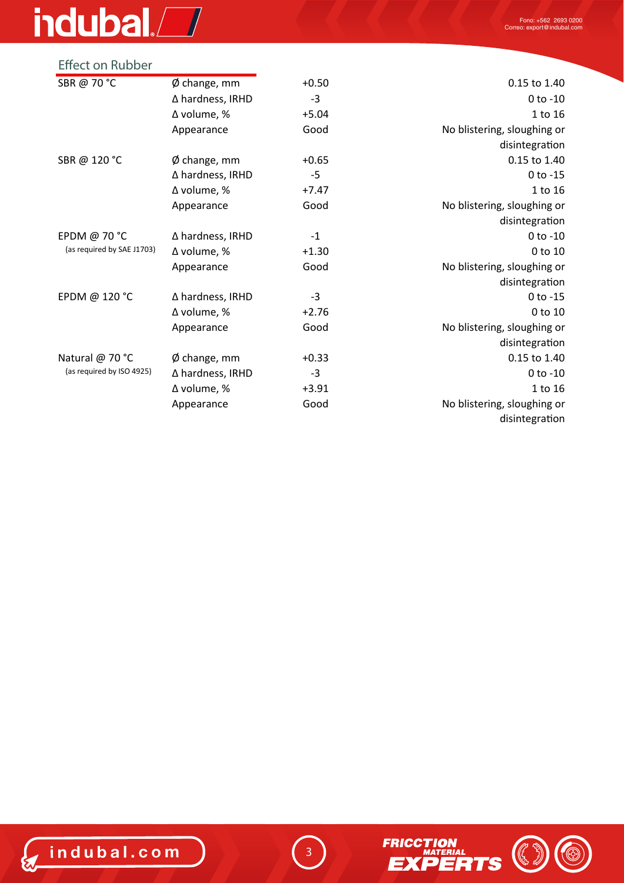## Effect on Rubber

| | | | |
|---|---|---|---|
| SBR @ 70 °C | Ø change, mm | +0.50 | 0.15 to 1.40 |
| | Δ hardness, IRHD | -3 | 0 to -10 |
| | Δ volume, % | +5.04 | 1 to 16 |
| | Appearance | Good | No blistering, sloughing or disintegration |
| SBR @ 120 °C | Ø change, mm | +0.65 | 0.15 to 1.40 |
| | Δ hardness, IRHD | -5 | 0 to -15 |
| | Δ volume, % | +7.47 | 1 to 16 |
| | Appearance | Good | No blistering, sloughing or disintegration |
| EPDM @ 70 °C (as required by SAE J1703) | Δ hardness, IRHD | -1 | 0 to -10 |
| | Δ volume, % | +1.30 | 0 to 10 |
| | Appearance | Good | No blistering, sloughing or disintegration |
| EPDM @ 120 °C | Δ hardness, IRHD | -3 | 0 to -15 |
| | Δ volume, % | +2.76 | 0 to 10 |
| | Appearance | Good | No blistering, sloughing or disintegration |
| Natural @ 70 °C (as required by ISO 4925) | Ø change, mm | +0.33 | 0.15 to 1.40 |
| | Δ hardness, IRHD | -3 | 0 to -10 |
| | Δ volume, % | +3.91 | 1 to 16 |
| | Appearance | Good | No blistering, sloughing or disintegration |